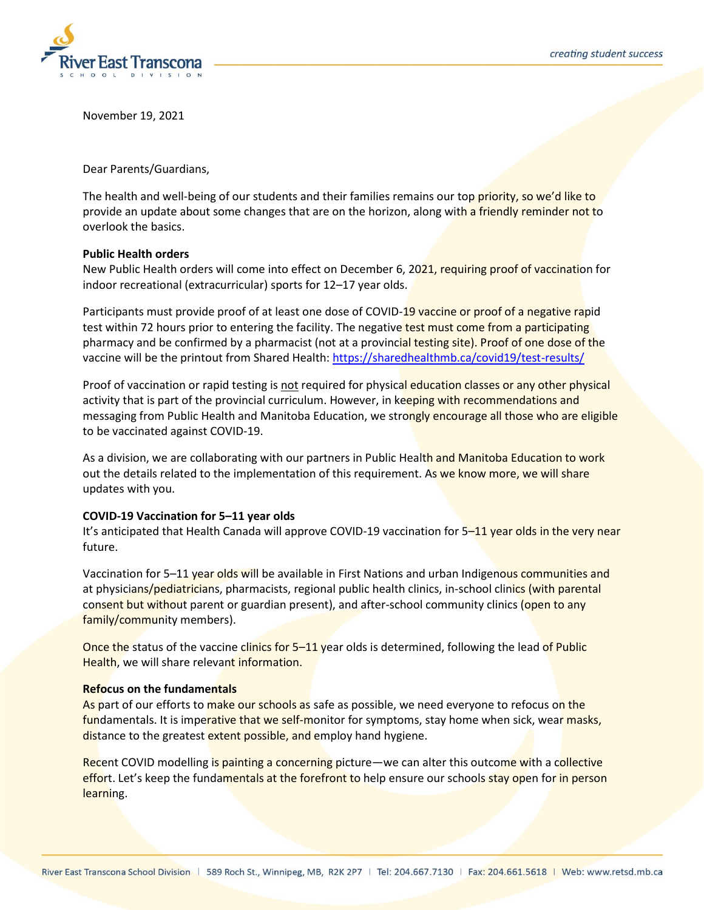November 19, 2021

Dear Parents/Guardians,

The health and well-being of our students and their families remains our top priority, so we'd like to provide an update about some changes that are on the horizon, along with a friendly reminder not to overlook the basics.

**Public Health orders**

New Public Health orders will come into effect on December 6, 2021, requiring proof of vaccination for indoor recreational (extracurricular) sports for 12–17 year olds.

Participants must provide proof of at least one dose of COVID-19 vaccine or proof of a negative rapid test within 72 hours prior to entering the facility. The negative test must come from a participating pharmacy and be confirmed by a pharmacist (not at a provincial testing site). Proof of one dose of the vaccine will be the printout from Shared Health: https://sharedhealthmb.ca/covid19/test-results/

Proof of vaccination or rapid testing is not required for physical education classes or any other physical activity that is part of the provincial curriculum. However, in keeping with recommendations and messaging from Public Health and Manitoba Education, we strongly encourage all those who are eligible to be vaccinated against COVID-19.

As a division, we are collaborating with our partners in Public Health and Manitoba Education to work out the details related to the implementation of this requirement. As we know more, we will share updates with you.

**COVID-19 Vaccination for 5–11 year olds**

It's anticipated that Health Canada will approve COVID-19 vaccination for 5–11 year olds in the very near future.

Vaccination for 5–11 year olds will be available in First Nations and urban Indigenous communities and at physicians/pediatricians, pharmacists, regional public health clinics, in-school clinics (with parental consent but without parent or guardian present), and after-school community clinics (open to any family/community members).

Once the status of the vaccine clinics for 5–11 year olds is determined, following the lead of Public Health, we will share relevant information.

**Refocus on the fundamentals**

As part of our efforts to make our schools as safe as possible, we need everyone to refocus on the fundamentals. It is imperative that we self-monitor for symptoms, stay home when sick, wear masks, distance to the greatest extent possible, and employ hand hygiene.

Recent COVID modelling is painting a concerning picture—we can alter this outcome with a collective effort. Let's keep the fundamentals at the forefront to help ensure our schools stay open for in person learning.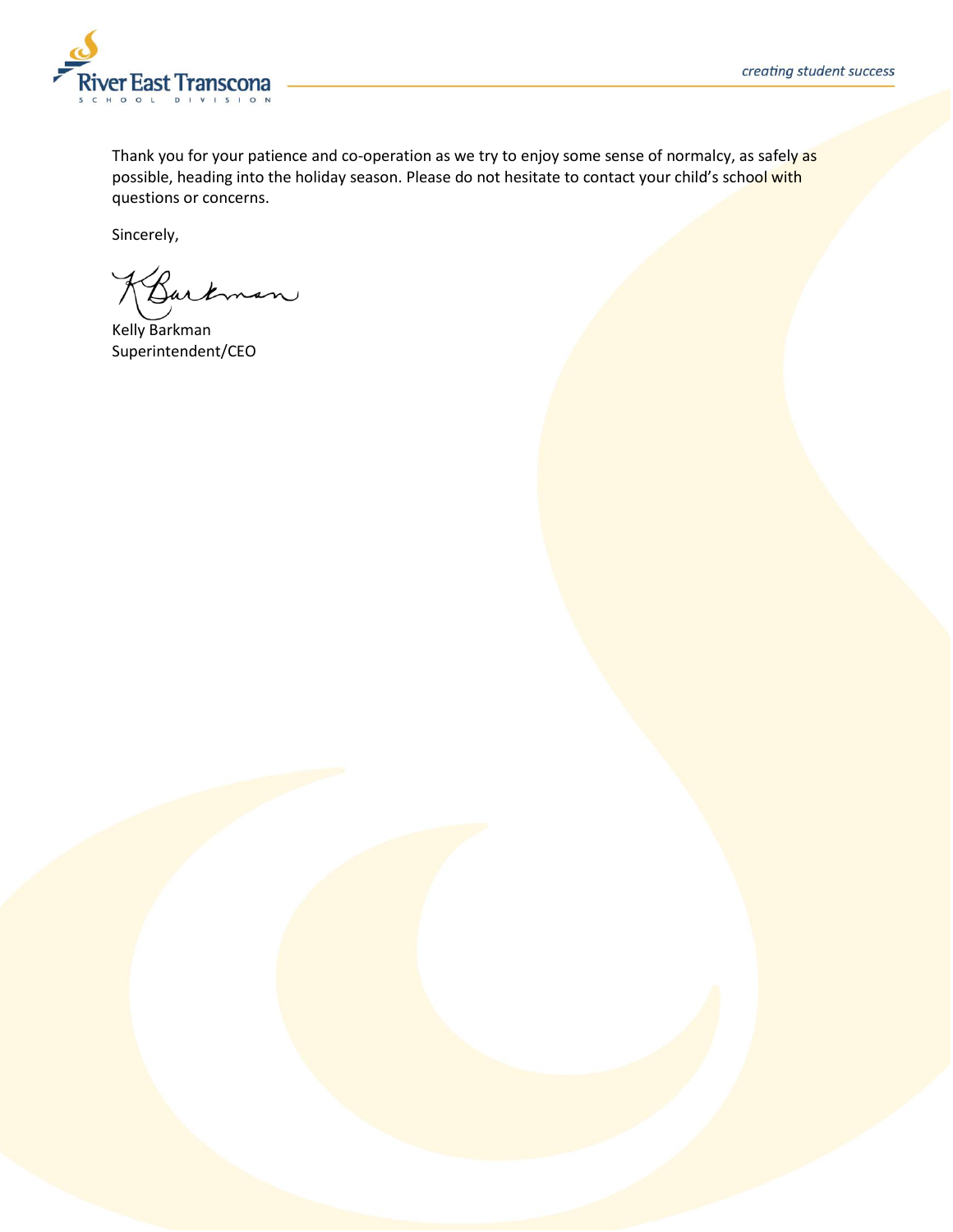Thank you for your patience and co-operation as we try to enjoy some sense of normalcy, as safely as possible, heading into the holiday season. Please do not hesitate to contact your child's school with questions or concerns.

Sincerely,

Kelly Barkman
Superintendent/CEO